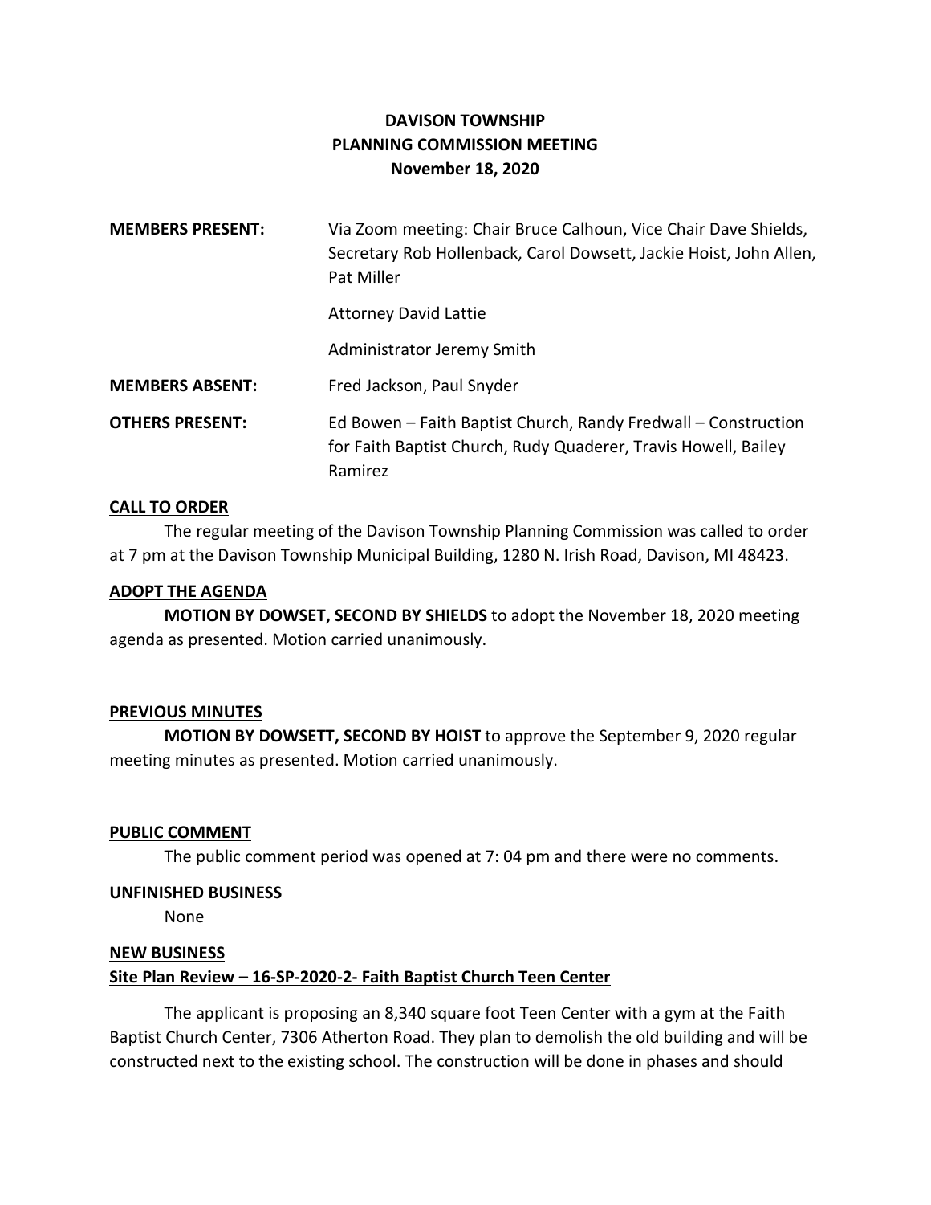# DAVISON TOWNSHIP
## PLANNING COMMISSION MEETING
### November 18, 2020

**MEMBERS PRESENT:** Via Zoom meeting: Chair Bruce Calhoun, Vice Chair Dave Shields, Secretary Rob Hollenback, Carol Dowsett, Jackie Hoist, John Allen, Pat Miller

Attorney David Lattie

Administrator Jeremy Smith

**MEMBERS ABSENT:** Fred Jackson, Paul Snyder

**OTHERS PRESENT:** Ed Bowen – Faith Baptist Church, Randy Fredwall – Construction for Faith Baptist Church, Rudy Quaderer, Travis Howell, Bailey Ramirez

**CALL TO ORDER**

The regular meeting of the Davison Township Planning Commission was called to order at 7 pm at the Davison Township Municipal Building, 1280 N. Irish Road, Davison, MI 48423.

**ADOPT THE AGENDA**

**MOTION BY DOWSET, SECOND BY SHIELDS** to adopt the November 18, 2020 meeting agenda as presented. Motion carried unanimously.

**PREVIOUS MINUTES**

**MOTION BY DOWSETT, SECOND BY HOIST** to approve the September 9, 2020 regular meeting minutes as presented. Motion carried unanimously.

**PUBLIC COMMENT**

The public comment period was opened at 7: 04 pm and there were no comments.

**UNFINISHED BUSINESS**

None

**NEW BUSINESS**

**Site Plan Review – 16-SP-2020-2- Faith Baptist Church Teen Center**

The applicant is proposing an 8,340 square foot Teen Center with a gym at the Faith Baptist Church Center, 7306 Atherton Road. They plan to demolish the old building and will be constructed next to the existing school. The construction will be done in phases and should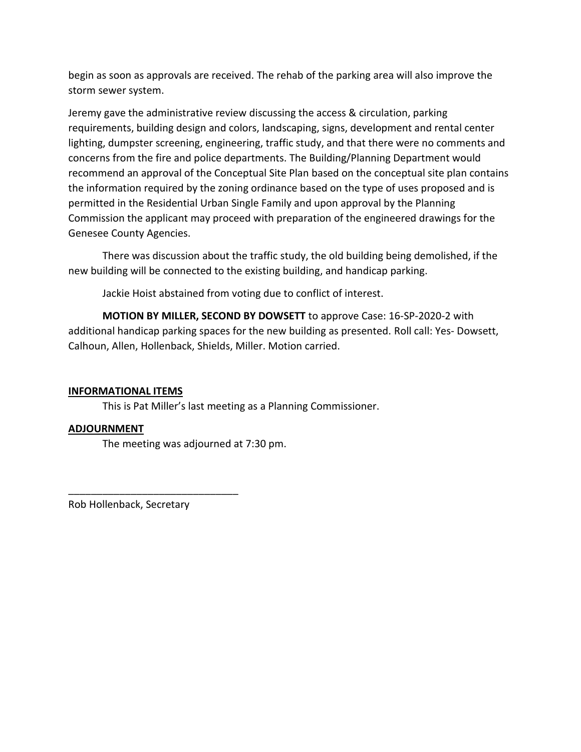begin as soon as approvals are received. The rehab of the parking area will also improve the storm sewer system.

Jeremy gave the administrative review discussing the access & circulation, parking requirements, building design and colors, landscaping, signs, development and rental center lighting, dumpster screening, engineering, traffic study, and that there were no comments and concerns from the fire and police departments. The Building/Planning Department would recommend an approval of the Conceptual Site Plan based on the conceptual site plan contains the information required by the zoning ordinance based on the type of uses proposed and is permitted in the Residential Urban Single Family and upon approval by the Planning Commission the applicant may proceed with preparation of the engineered drawings for the Genesee County Agencies.

There was discussion about the traffic study, the old building being demolished, if the new building will be connected to the existing building, and handicap parking.

Jackie Hoist abstained from voting due to conflict of interest.

**MOTION BY MILLER, SECOND BY DOWSETT** to approve Case: 16-SP-2020-2 with additional handicap parking spaces for the new building as presented. Roll call: Yes- Dowsett, Calhoun, Allen, Hollenback, Shields, Miller. Motion carried.

**INFORMATIONAL ITEMS**

This is Pat Miller's last meeting as a Planning Commissioner.

**ADJOURNMENT**

The meeting was adjourned at 7:30 pm.

______________________________

Rob Hollenback, Secretary